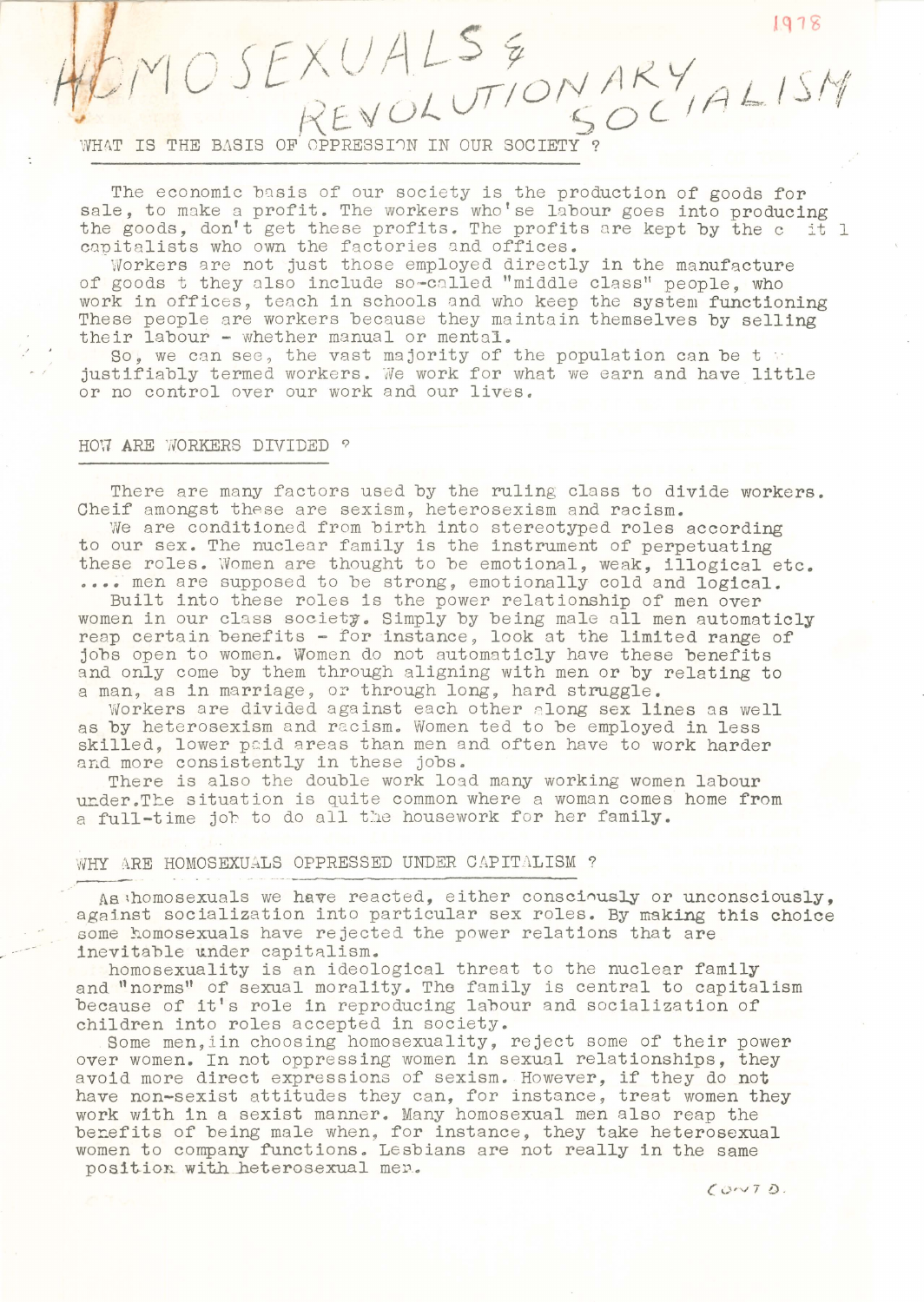1978

# HOMOSEXUALS & REVOLUTIONARY SOCIALISM

## WHAT IS THE BASIS OF OPPRESSION IN OUR SOCIETY ?

The economic basis of our society is the production of goods for sale, to make a profit. The workers who'se labour goes into producing the goods, don't get these profits. The profits are kept by the c it l capitalists who own the factories and offices.

Workers are not just those employed directly in the manufacture of goods t they also include so-called "middle class" people, who work in offices, teach in schools and who keep the system functioning These people are workers because they maintain themselves by selling their labour - whether manual or mental.

So, we can see, the vast majority of the population can be t justifiably termed workers. We work for what we earn and have little or no control over our work and our lives.

## HOW ARE WORKERS DIVIDED ?

There are many factors used by the ruling class to divide workers. Cheif amongst these are sexism, heterosexism and racism.

We are conditioned from birth into stereotyped roles according to our sex. The nuclear family is the instrument of perpetuating these roles. Women are thought to be emotional, weak, illogical etc. .... men are supposed to be strong, emotionally cold and logical.

Built into these roles is the power relationship of men over women in our class society. Simply by being male all men automaticly reap certain benefits - for instance, look at the limited range of jobs open to women. Women do not automaticly have these benefits and only come by them through aligning with men or by relating to a man, as in marriage, or through long, hard struggle.

Workers are divided against each other along sex lines as well as by heterosexism and racism. Women ted to be employed in less skilled, lower paid areas than men and often have to work harder and more consistently in these jobs.

There is also the double work load many working women labour under.The situation is quite common where a woman comes home from a full-time job to do all the housework for her family.

## WHY ARE HOMOSEXUALS OPPRESSED UNDER CAPITALISM ?

As homosexuals we have reacted, either consciously or unconsciously, against socialization into particular sex roles. By making this choice some homosexuals have rejected the power relations that are inevitable under capitalism.

homosexuality is an ideological threat to the nuclear family and "norms" of sexual morality. The family is central to capitalism because of it's role in reproducing labour and socialization of children into roles accepted in society.

Some men, in choosing homosexuality, reject some of their power over women. In not oppressing women in sexual relationships, they avoid more direct expressions of sexism. However, if they do not have non-sexist attitudes they can, for instance, treat women they work with in a sexist manner. Many homosexual men also reap the benefits of being male when, for instance, they take heterosexual women to company functions. Lesbians are not really in the same position with heterosexual men.

CONT'D.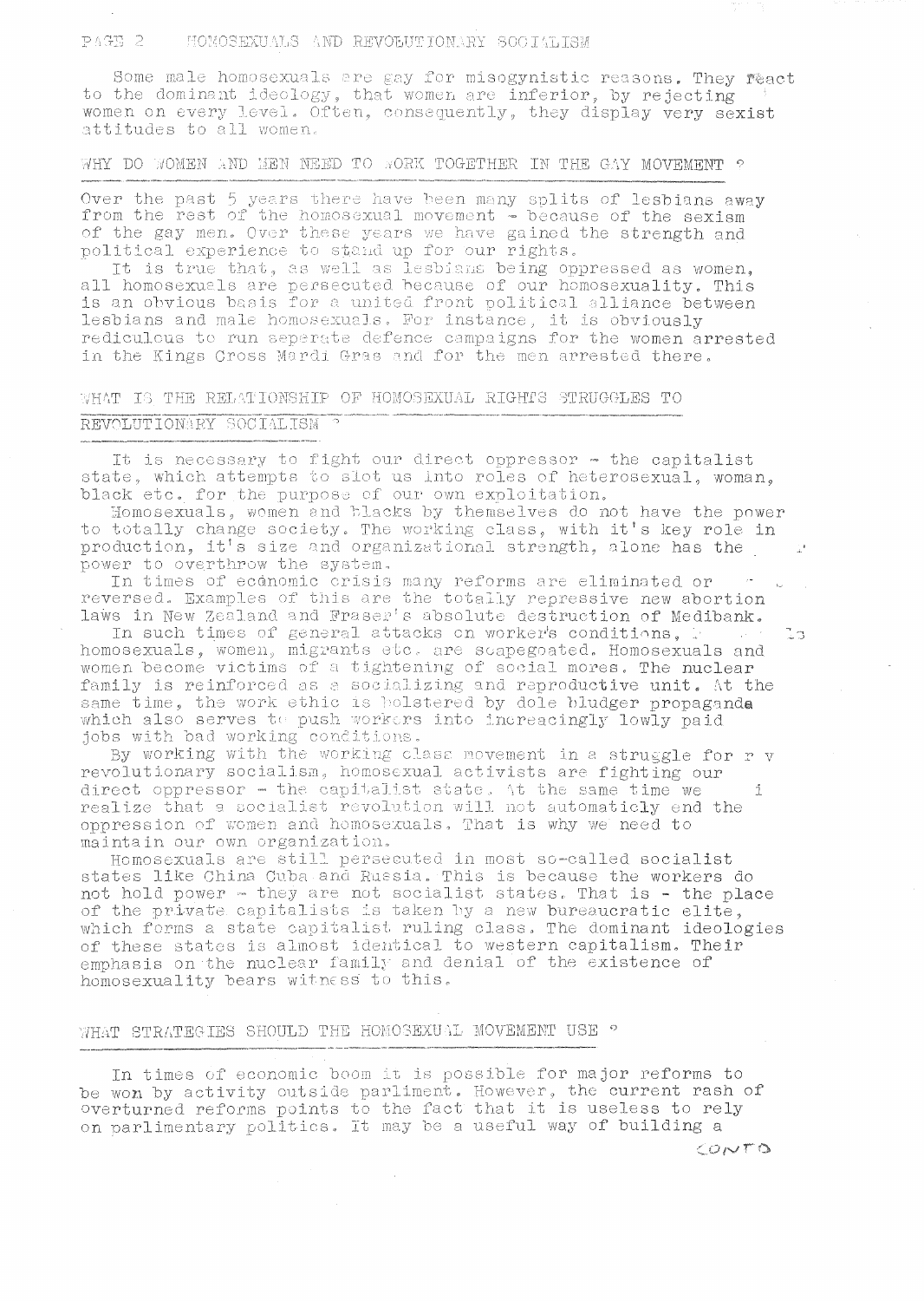Some male homosexuals are gay for misogynistic reasons. They react to the dominant ideology, that women are inferior, by rejecting women on every level. Often, consequently, they display very sexist attitudes to all women.

## WHY DO WOMEN AND MEN NEED TO WORK TOGETHER IN THE GAY MOVEMENT ?

Over the past 5 years there have been many splits of lesbians away from the rest of the homosexual movement - because of the sexism of the gay men. Over these years we have gained the strength and political experience to stand up for our rights.

It is true that, as well as lesbians being oppressed as women, all homosexuals are persecuted because of our homosexuality. This is an obvious basis for a united front political alliance between lesbians and male homosexuals. For instance, it is obviously rediculous to run seperate defence campaigns for the women arrested in the Kings Cross Mardi Gras and for the men arrested there.

## WHAT IS THE RELATIONSHIP OF HOMOSEXUAL RIGHTS STRUGGLES TO REVOLUTIONARY SOCIALISM ?

It is necessary to fight our direct oppressor - the capitalist state, which attempts to slot us into roles of heterosexual, woman, black etc. for the purpose of our own exploitation.

Homosexuals, women and blacks by themselves do not have the power to totally change society. The working class, with it's key role in production, it's size and organizational strength, alone has the power to overthrow the system.

In times of economic crisis many reforms are eliminated or reversed. Examples of this are the totally repressive new abortion laws in New Zealand and Fraser's absolute destruction of Medibank.

In such times of general attacks on worker's conditions, homosexuals, women, migrants etc. are scapegoated. Homosexuals and women become victims of a tightening of social mores. The nuclear family is reinforced as a socializing and reproductive unit. At the same time, the work ethic is bolstered by dole bludger propaganda which also serves to push workers into increacingly lowly paid jobs with bad working conditions.

By working with the working class movement in a struggle for revolutionary socialism, homosexual activists are fighting our direct oppressor - the capitalist state. At the same time we realize that a socialist revolution will not automaticly end the oppression of women and homosexuals. That is why we need to maintain our own organization.

Homosexuals are still persecuted in most so-called socialist states like China Cuba and Russia. This is because the workers do not hold power - they are not socialist states. That is - the place of the private capitalists is taken by a new bureaucratic elite, which forms a state capitalist ruling class. The dominant ideologies of these states is almost identical to western capitalism. Their emphasis on the nuclear family and denial of the existence of homosexuality bears witness to this.

## WHAT STRATEGIES SHOULD THE HOMOSEXUAL MOVEMENT USE ?

In times of economic boom it is possible for major reforms to be won by activity outside parliment. However, the current rash of overturned reforms points to the fact that it is useless to rely on parlimentary politics. It may be a useful way of building a

CONTD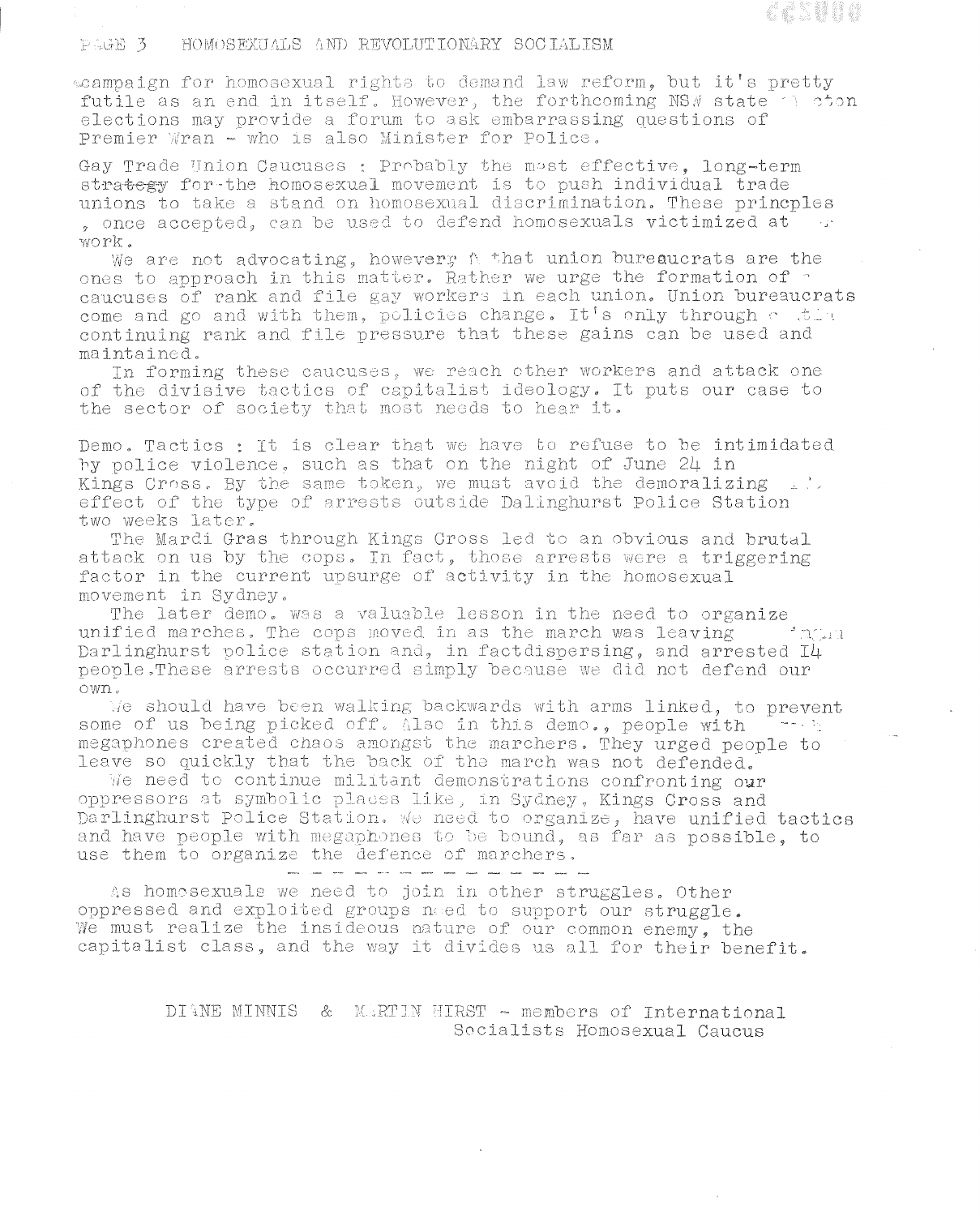campaign for homosexual rights to demand law reform, but it's pretty futile as an end in itself. However, the forthcoming NSW state election elections may provide a forum to ask embarrassing questions of Premier Wran - who is also Minister for Police.

Gay Trade Union Caucuses : Probably the most effective, long-term strategy for the homosexual movement is to push individual trade unions to take a stand on homosexual discrimination. These princples , once accepted, can be used to defend homosexuals victimized at work.

We are not advocating, however, that union bureaucrats are the ones to approach in this matter. Rather we urge the formation of caucuses of rank and file gay workers in each union. Union bureaucrats come and go and with them, policies change. It's only through continuing rank and file pressure that these gains can be used and maintained.

In forming these caucuses, we reach other workers and attack one of the divisive tactics of capitalist ideology. It puts our case to the sector of society that most needs to hear it.

Demo. Tactics : It is clear that we have to refuse to be intimidated by police violence, such as that on the night of June 24 in Kings Cross. By the same token, we must avoid the demoralizing effect of the type of arrests outside Dalinghurst Police Station two weeks later.

The Mardi Gras through Kings Cross led to an obvious and brutal attack on us by the cops. In fact, those arrests were a triggering factor in the current upsurge of activity in the homosexual movement in Sydney.

The later demo. was a valuable lesson in the need to organize unified marches. The cops moved in as the march was leaving Darlinghurst police station and, in factdispersing, and arrested 14 people.These arrests occurred simply because we did not defend our own.

We should have been walking backwards with arms linked, to prevent some of us being picked off. Also in this demo., people with megaphones created chaos amongst the marchers. They urged people to leave so quickly that the back of the march was not defended.

We need to continue militant demonstrations confronting our oppressors at symbolic places like, in Sydney, Kings Cross and Darlinghurst Police Station. We need to organize, have unified tactics and have people with megaphones to be bound, as far as possible, to use them to organize the defence of marchers.

---

As homosexuals we need to join in other struggles. Other oppressed and exploited groups need to support our struggle. We must realize the insideous nature of our common enemy, the capitalist class, and the way it divides us all for their benefit.

DIANE MINNIS & MARTIN HIRST - members of International Socialists Homosexual Caucus